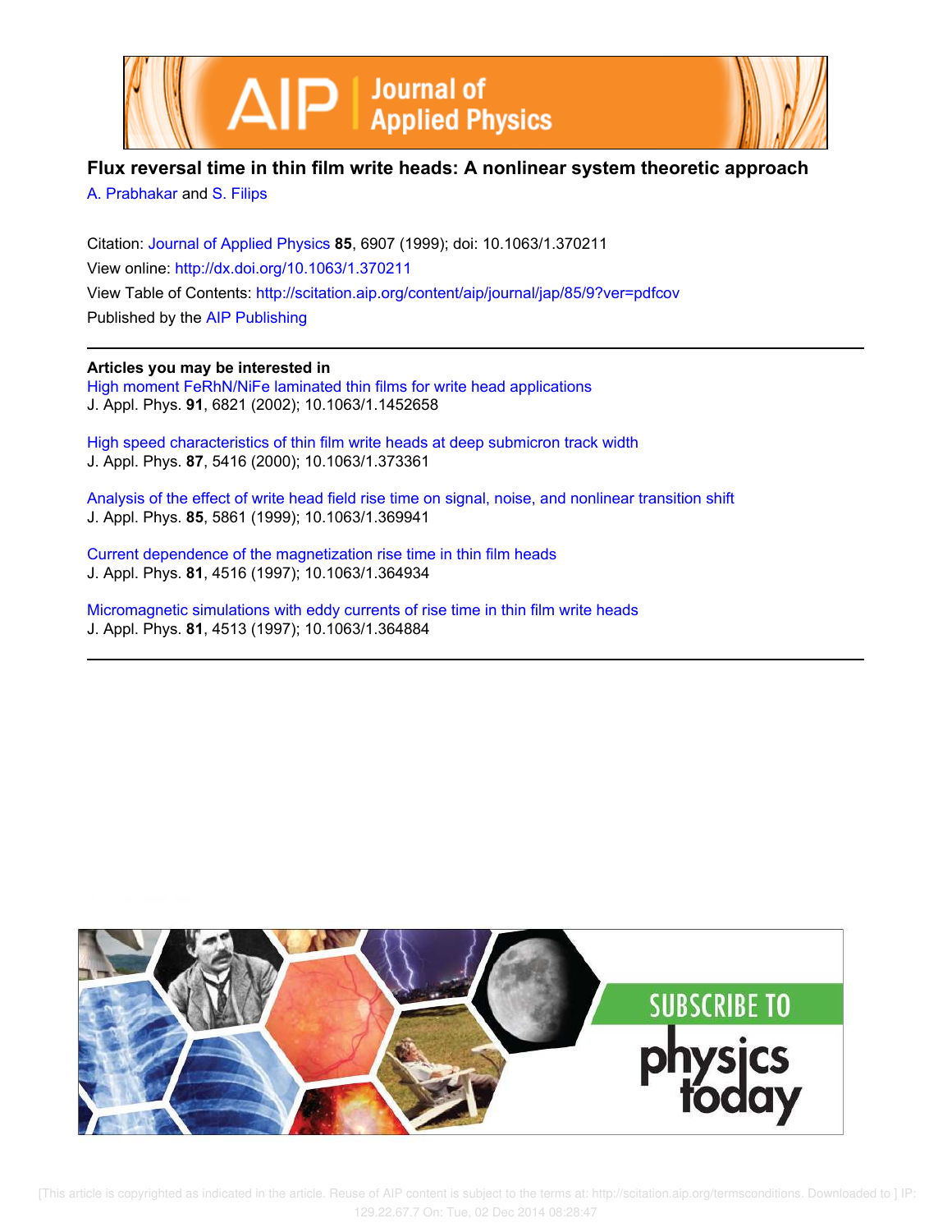# Flux reversal time in thin film write heads: A nonlinear system theoretic approach

A. Prabhakar and S. Filips

Citation: Journal of Applied Physics **85**, 6907 (1999); doi: 10.1063/1.370211

View online: http://dx.doi.org/10.1063/1.370211

View Table of Contents: http://scitation.aip.org/content/aip/journal/jap/85/9?ver=pdfcov

Published by the AIP Publishing

**Articles you may be interested in**

High moment FeRhN/NiFe laminated thin films for write head applications
J. Appl. Phys. **91**, 6821 (2002); 10.1063/1.1452658

High speed characteristics of thin film write heads at deep submicron track width
J. Appl. Phys. **87**, 5416 (2000); 10.1063/1.373361

Analysis of the effect of write head field rise time on signal, noise, and nonlinear transition shift
J. Appl. Phys. **85**, 5861 (1999); 10.1063/1.369941

Current dependence of the magnetization rise time in thin film heads
J. Appl. Phys. **81**, 4516 (1997); 10.1063/1.364934

Micromagnetic simulations with eddy currents of rise time in thin film write heads
J. Appl. Phys. **81**, 4513 (1997); 10.1063/1.364884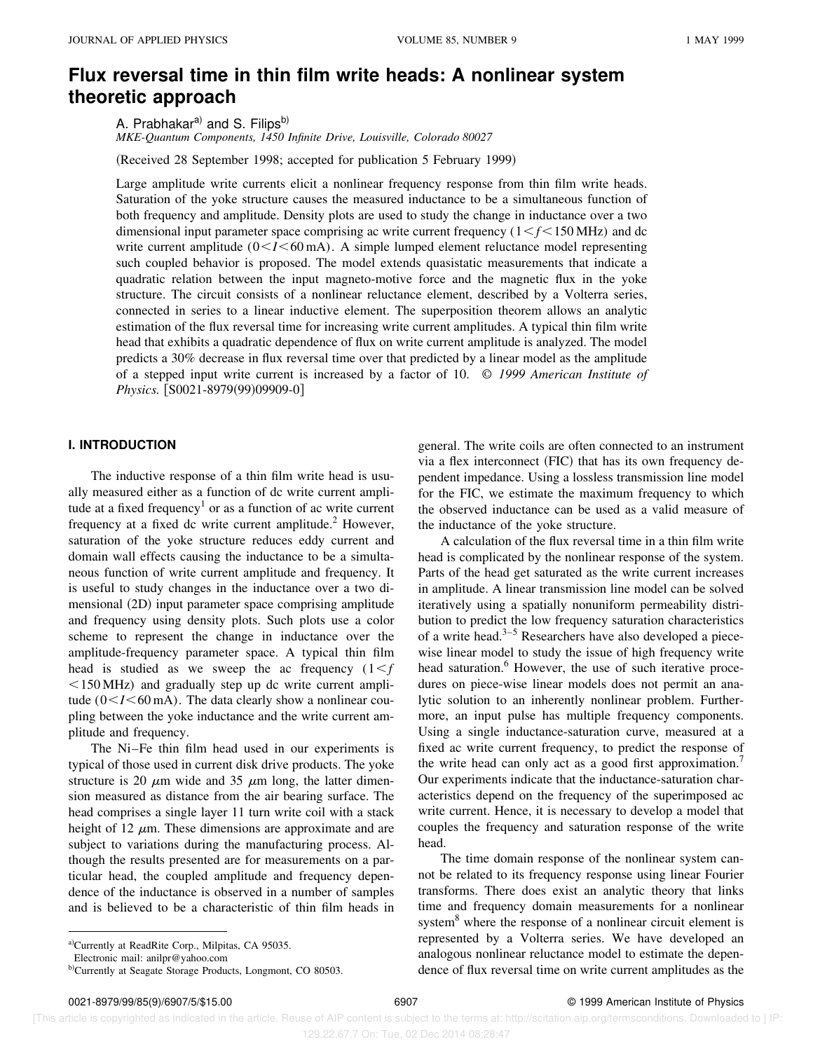# Flux reversal time in thin film write heads: A nonlinear system theoretic approach

A. Prabhakar[a] and S. Filips[b]

*MKE-Quantum Components, 1450 Infinite Drive, Louisville, Colorado 80027*

(Received 28 September 1998; accepted for publication 5 February 1999)

Large amplitude write currents elicit a nonlinear frequency response from thin film write heads. Saturation of the yoke structure causes the measured inductance to be a simultaneous function of both frequency and amplitude. Density plots are used to study the change in inductance over a two dimensional input parameter space comprising ac write current frequency ($1 < f < 150$ MHz) and dc write current amplitude ($0 < I < 60$ mA). A simple lumped element reluctance model representing such coupled behavior is proposed. The model extends quasistatic measurements that indicate a quadratic relation between the input magneto-motive force and the magnetic flux in the yoke structure. The circuit consists of a nonlinear reluctance element, described by a Volterra series, connected in series to a linear inductive element. The superposition theorem allows an analytic estimation of the flux reversal time for increasing write current amplitudes. A typical thin film write head that exhibits a quadratic dependence of flux on write current amplitude is analyzed. The model predicts a 30% decrease in flux reversal time over that predicted by a linear model as the amplitude of a stepped input write current is increased by a factor of 10. © *1999 American Institute of Physics.* [S0021-8979(99)09909-0]

## I. INTRODUCTION

The inductive response of a thin film write head is usually measured either as a function of dc write current amplitude at a fixed frequency[1] or as a function of ac write current frequency at a fixed dc write current amplitude.[2] However, saturation of the yoke structure reduces eddy current and domain wall effects causing the inductance to be a simultaneous function of write current amplitude and frequency. It is useful to study changes in the inductance over a two dimensional (2D) input parameter space comprising amplitude and frequency using density plots. Such plots use a color scheme to represent the change in inductance over the amplitude-frequency parameter space. A typical thin film head is studied as we sweep the ac frequency ($1 < f < 150$ MHz) and gradually step up dc write current amplitude ($0 < I < 60$ mA). The data clearly show a nonlinear coupling between the yoke inductance and the write current amplitude and frequency.

The Ni–Fe thin film head used in our experiments is typical of those used in current disk drive products. The yoke structure is 20 $\mu$m wide and 35 $\mu$m long, the latter dimension measured as distance from the air bearing surface. The head comprises a single layer 11 turn write coil with a stack height of 12 $\mu$m. These dimensions are approximate and are subject to variations during the manufacturing process. Although the results presented are for measurements on a particular head, the coupled amplitude and frequency dependence of the inductance is observed in a number of samples and is believed to be a characteristic of thin film heads in general. The write coils are often connected to an instrument via a flex interconnect (FIC) that has its own frequency dependent impedance. Using a lossless transmission line model for the FIC, we estimate the maximum frequency to which the observed inductance can be used as a valid measure of the inductance of the yoke structure.

A calculation of the flux reversal time in a thin film write head is complicated by the nonlinear response of the system. Parts of the head get saturated as the write current increases in amplitude. A linear transmission line model can be solved iteratively using a spatially nonuniform permeability distribution to predict the low frequency saturation characteristics of a write head.[3–5] Researchers have also developed a piecewise linear model to study the issue of high frequency write head saturation.[6] However, the use of such iterative procedures on piece-wise linear models does not permit an analytic solution to an inherently nonlinear problem. Furthermore, an input pulse has multiple frequency components. Using a single inductance-saturation curve, measured at a fixed ac write current frequency, to predict the response of the write head can only act as a good first approximation.[7] Our experiments indicate that the inductance-saturation characteristics depend on the frequency of the superimposed ac write current. Hence, it is necessary to develop a model that couples the frequency and saturation response of the write head.

The time domain response of the nonlinear system cannot be related to its frequency response using linear Fourier transforms. There does exist an analytic theory that links time and frequency domain measurements for a nonlinear system[8] where the response of a nonlinear circuit element is represented by a Volterra series. We have developed an analogous nonlinear reluctance model to estimate the dependence of flux reversal time on write current amplitudes as the

[a]Currently at ReadRite Corp., Milpitas, CA 95035. Electronic mail: anilpr@yahoo.com

[b]Currently at Seagate Storage Products, Longmont, CO 80503.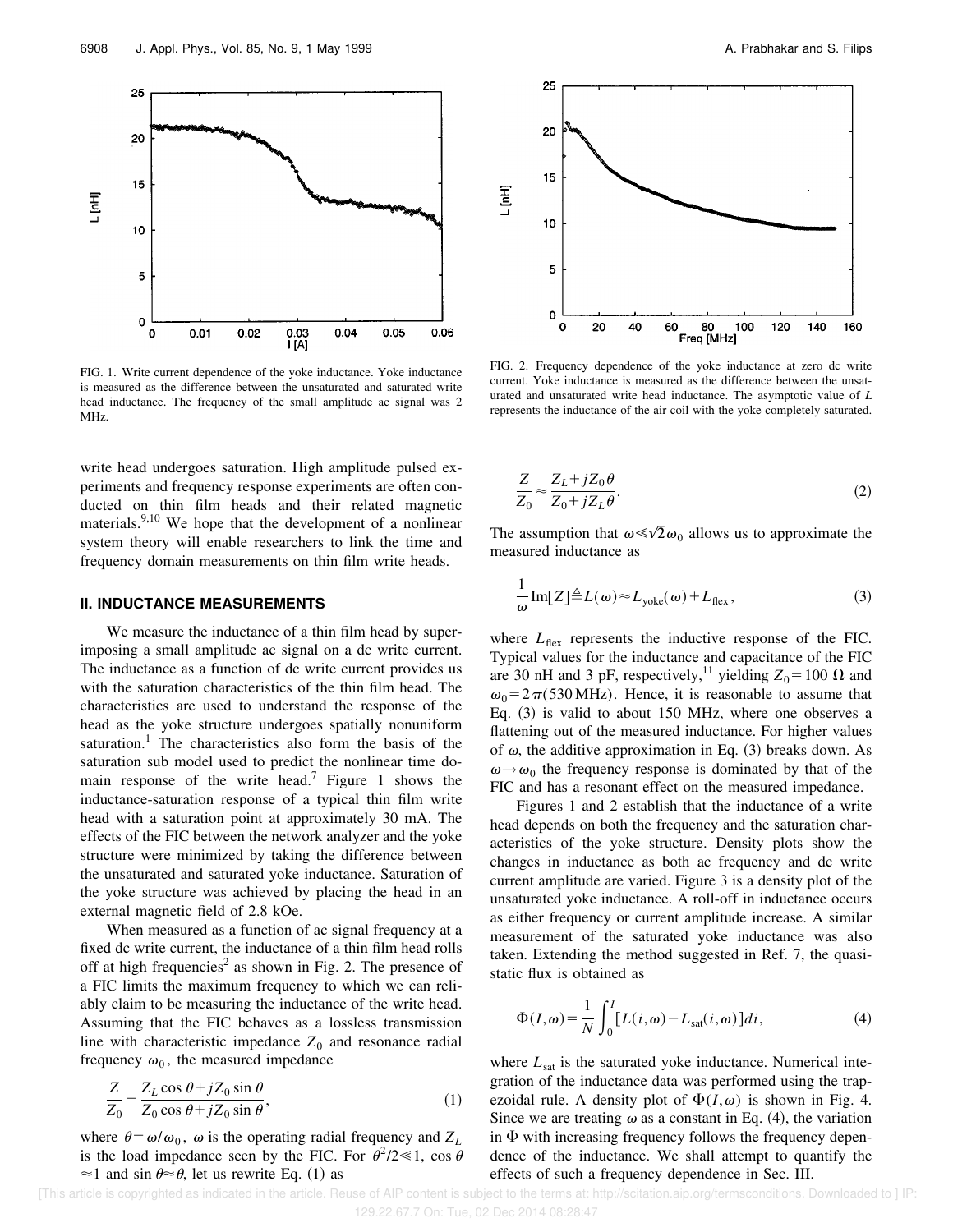FIG. 1. Write current dependence of the yoke inductance. Yoke inductance is measured as the difference between the unsaturated and saturated write head inductance. The frequency of the small amplitude ac signal was 2 MHz.

FIG. 2. Frequency dependence of the yoke inductance at zero dc write current. Yoke inductance is measured as the difference between the unsaturated and unsaturated write head inductance. The asymptotic value of $L$ represents the inductance of the air coil with the yoke completely saturated.

write head undergoes saturation. High amplitude pulsed experiments and frequency response experiments are often conducted on thin film heads and their related magnetic materials.[9,10] We hope that the development of a nonlinear system theory will enable researchers to link the time and frequency domain measurements on thin film write heads.

## II. INDUCTANCE MEASUREMENTS

We measure the inductance of a thin film head by superimposing a small amplitude ac signal on a dc write current. The inductance as a function of dc write current provides us with the saturation characteristics of the thin film head. The characteristics are used to understand the response of the head as the yoke structure undergoes spatially nonuniform saturation.[1] The characteristics also form the basis of the saturation sub model used to predict the nonlinear time domain response of the write head.[7] Figure 1 shows the inductance-saturation response of a typical thin film write head with a saturation point at approximately 30 mA. The effects of the FIC between the network analyzer and the yoke structure were minimized by taking the difference between the unsaturated and saturated yoke inductance. Saturation of the yoke structure was achieved by placing the head in an external magnetic field of 2.8 kOe.

When measured as a function of ac signal frequency at a fixed dc write current, the inductance of a thin film head rolls off at high frequencies[2] as shown in Fig. 2. The presence of a FIC limits the maximum frequency to which we can reliably claim to be measuring the inductance of the write head. Assuming that the FIC behaves as a lossless transmission line with characteristic impedance $Z_0$ and resonance radial frequency $\omega_0$, the measured impedance

$$\frac{Z}{Z_0} = \frac{Z_L \cos\theta + jZ_0 \sin\theta}{Z_0 \cos\theta + jZ_0 \sin\theta}, \tag{1}$$

where $\theta = \omega/\omega_0$, $\omega$ is the operating radial frequency and $Z_L$ is the load impedance seen by the FIC. For $\theta^2/2 \ll 1$, $\cos\theta \approx 1$ and $\sin\theta \approx \theta$, let us rewrite Eq. (1) as

$$\frac{Z}{Z_0} \approx \frac{Z_L + jZ_0\theta}{Z_0 + jZ_L\theta}. \tag{2}$$

The assumption that $\omega \ll \sqrt{2}\omega_0$ allows us to approximate the measured inductance as

$$\frac{1}{\omega}\mathrm{Im}[Z] \triangleq L(\omega) \approx L_{\mathrm{yoke}}(\omega) + L_{\mathrm{flex}}, \tag{3}$$

where $L_{\mathrm{flex}}$ represents the inductive response of the FIC. Typical values for the inductance and capacitance of the FIC are 30 nH and 3 pF, respectively,[11] yielding $Z_0 = 100\ \Omega$ and $\omega_0 = 2\pi(530\ \mathrm{MHz})$. Hence, it is reasonable to assume that Eq. (3) is valid to about 150 MHz, where one observes a flattening out of the measured inductance. For higher values of $\omega$, the additive approximation in Eq. (3) breaks down. As $\omega \to \omega_0$ the frequency response is dominated by that of the FIC and has a resonant effect on the measured impedance.

Figures 1 and 2 establish that the inductance of a write head depends on both the frequency and the saturation characteristics of the yoke structure. Density plots show the changes in inductance as both ac frequency and dc write current amplitude are varied. Figure 3 is a density plot of the unsaturated yoke inductance. A roll-off in inductance occurs as either frequency or current amplitude increase. A similar measurement of the saturated yoke inductance was also taken. Extending the method suggested in Ref. 7, the quasistatic flux is obtained as

$$\Phi(I,\omega) = \frac{1}{N}\int_0^I [L(i,\omega) - L_{\mathrm{sat}}(i,\omega)]di, \tag{4}$$

where $L_{\mathrm{sat}}$ is the saturated yoke inductance. Numerical integration of the inductance data was performed using the trapezoidal rule. A density plot of $\Phi(I,\omega)$ is shown in Fig. 4. Since we are treating $\omega$ as a constant in Eq. (4), the variation in $\Phi$ with increasing frequency follows the frequency dependence of the inductance. We shall attempt to quantify the effects of such a frequency dependence in Sec. III.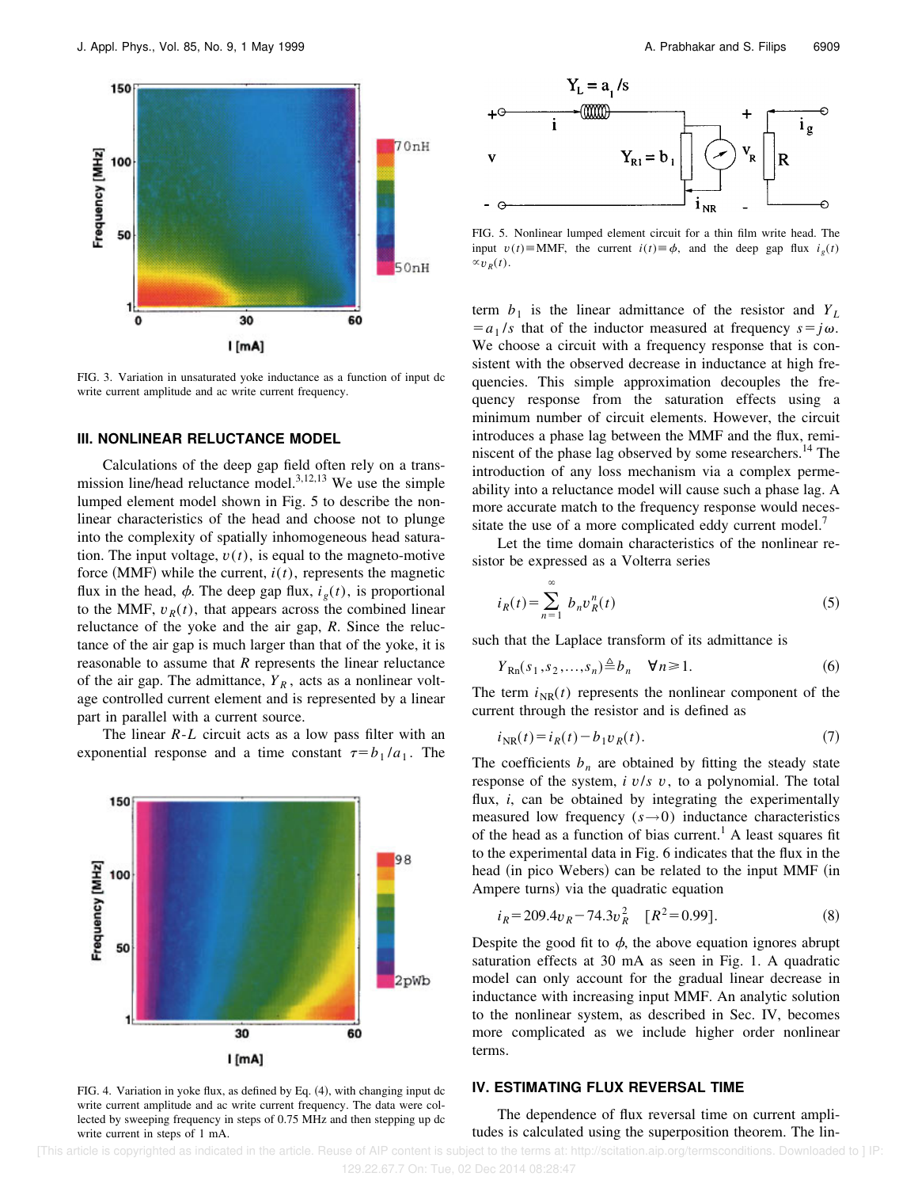FIG. 3. Variation in unsaturated yoke inductance as a function of input dc write current amplitude and ac write current frequency.

## III. NONLINEAR RELUCTANCE MODEL

Calculations of the deep gap field often rely on a transmission line/head reluctance model.[3,12,13] We use the simple lumped element model shown in Fig. 5 to describe the nonlinear characteristics of the head and choose not to plunge into the complexity of spatially inhomogeneous head saturation. The input voltage, $v(t)$, is equal to the magneto-motive force (MMF) while the current, $i(t)$, represents the magnetic flux in the head, $\phi$. The deep gap flux, $i_g(t)$, is proportional to the MMF, $v_R(t)$, that appears across the combined linear reluctance of the yoke and the air gap, $R$. Since the reluctance of the air gap is much larger than that of the yoke, it is reasonable to assume that $R$ represents the linear reluctance of the air gap. The admittance, $Y_R$, acts as a nonlinear voltage controlled current element and is represented by a linear part in parallel with a current source.

The linear $R$-$L$ circuit acts as a low pass filter with an exponential response and a time constant $\tau = b_1/a_1$. The term $b_1$ is the linear admittance of the resistor and $Y_L = a_1/s$ that of the inductor measured at frequency $s = j\omega$. We choose a circuit with a frequency response that is consistent with the observed decrease in inductance at high frequencies. This simple approximation decouples the frequency response from the saturation effects using a minimum number of circuit elements. However, the circuit introduces a phase lag between the MMF and the flux, reminiscent of the phase lag observed by some researchers.[14] The introduction of any loss mechanism via a complex permeability into a reluctance model will cause such a phase lag. A more accurate match to the frequency response would necessitate the use of a more complicated eddy current model.[7]

FIG. 4. Variation in yoke flux, as defined by Eq. (4), with changing input dc write current amplitude and ac write current frequency. The data were collected by sweeping frequency in steps of 0.75 MHz and then stepping up dc write current in steps of 1 mA.

FIG. 5. Nonlinear lumped element circuit for a thin film write head. The input $v(t) \equiv$ MMF, the current $i(t) \equiv \phi$, and the deep gap flux $i_g(t) \propto v_R(t)$.

Let the time domain characteristics of the nonlinear resistor be expressed as a Volterra series

$$i_R(t) = \sum_{n=1}^{\infty} b_n v_R^n(t) \tag{5}$$

such that the Laplace transform of its admittance is

$$Y_{\mathrm{R}n}(s_1, s_2, \ldots, s_n) \triangleq b_n \quad \forall n \geq 1. \tag{6}$$

The term $i_{\mathrm{NR}}(t)$ represents the nonlinear component of the current through the resistor and is defined as

$$i_{\mathrm{NR}}(t) = i_R(t) - b_1 v_R(t). \tag{7}$$

The coefficients $b_n$ are obtained by fitting the steady state response of the system, $i$ $v/s$ $v$, to a polynomial. The total flux, $i$, can be obtained by integrating the experimentally measured low frequency $(s \rightarrow 0)$ inductance characteristics of the head as a function of bias current.[1] A least squares fit to the experimental data in Fig. 6 indicates that the flux in the head (in pico Webers) can be related to the input MMF (in Ampere turns) via the quadratic equation

$$i_R = 209.4 v_R - 74.3 v_R^2 \quad [R^2 = 0.99]. \tag{8}$$

Despite the good fit to $\phi$, the above equation ignores abrupt saturation effects at 30 mA as seen in Fig. 1. A quadratic model can only account for the gradual linear decrease in inductance with increasing input MMF. An analytic solution to the nonlinear system, as described in Sec. IV, becomes more complicated as we include higher order nonlinear terms.

## IV. ESTIMATING FLUX REVERSAL TIME

The dependence of flux reversal time on current amplitudes is calculated using the superposition theorem. The lin-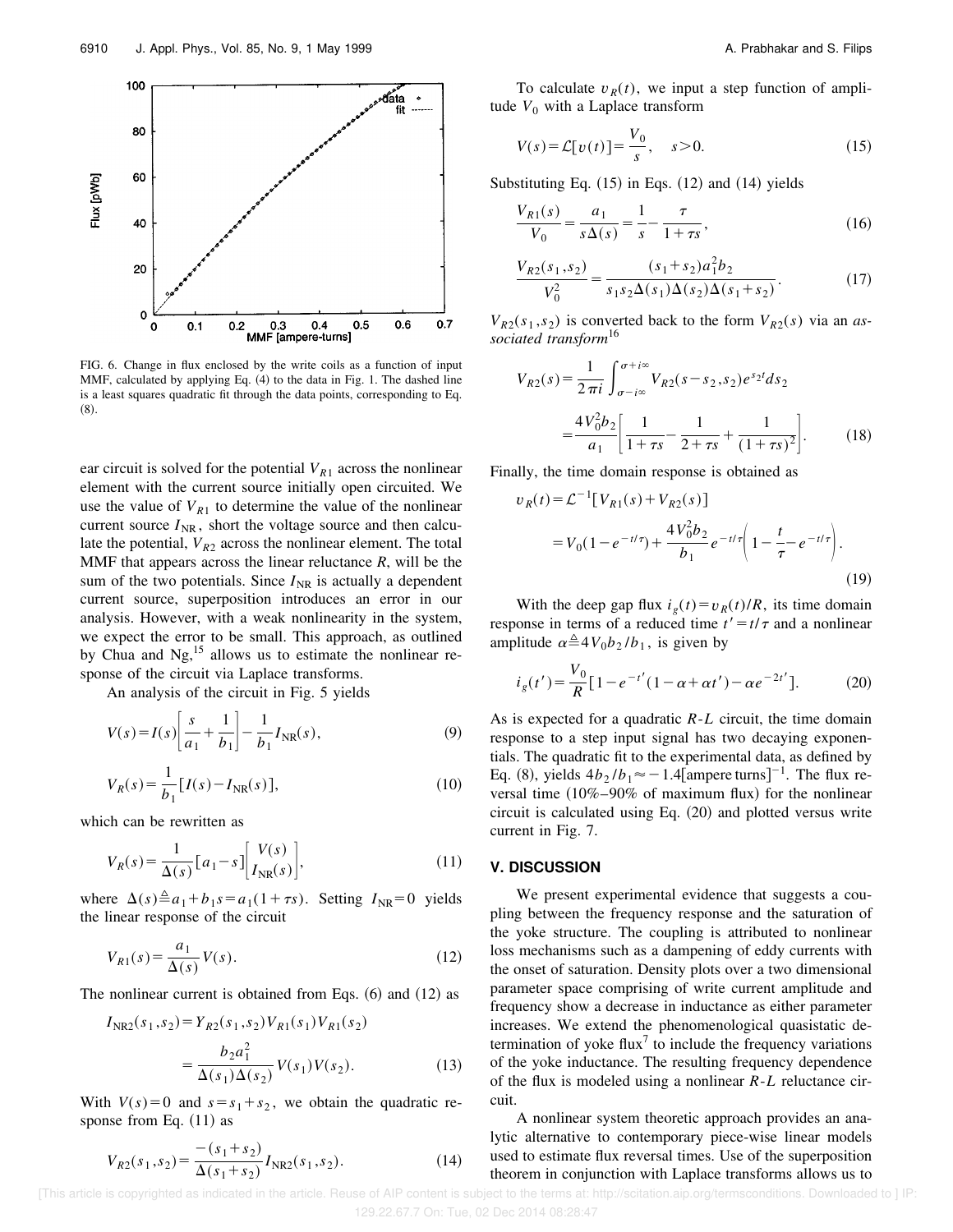FIG. 6. Change in flux enclosed by the write coils as a function of input MMF, calculated by applying Eq. (4) to the data in Fig. 1. The dashed line is a least squares quadratic fit through the data points, corresponding to Eq. (8).

ear circuit is solved for the potential $V_{R1}$ across the nonlinear element with the current source initially open circuited. We use the value of $V_{R1}$ to determine the value of the nonlinear current source $I_{\rm NR}$, short the voltage source and then calculate the potential, $V_{R2}$ across the nonlinear element. The total MMF that appears across the linear reluctance $R$, will be the sum of the two potentials. Since $I_{\rm NR}$ is actually a dependent current source, superposition introduces an error in our analysis. However, with a weak nonlinearity in the system, we expect the error to be small. This approach, as outlined by Chua and Ng,[15] allows us to estimate the nonlinear response of the circuit via Laplace transforms.

An analysis of the circuit in Fig. 5 yields

$$V(s)=I(s)\left[\frac{s}{a_1}+\frac{1}{b_1}\right]-\frac{1}{b_1}I_{\rm NR}(s), \tag{9}$$

$$V_R(s)=\frac{1}{b_1}[I(s)-I_{\rm NR}(s)], \tag{10}$$

which can be rewritten as

$$V_R(s)=\frac{1}{\Delta(s)}[a_1-s]\begin{bmatrix}V(s)\\ I_{\rm NR}(s)\end{bmatrix}, \tag{11}$$

where $\Delta(s)\triangleq a_1+b_1 s=a_1(1+\tau s)$. Setting $I_{\rm NR}=0$ yields the linear response of the circuit

$$V_{R1}(s)=\frac{a_1}{\Delta(s)}V(s). \tag{12}$$

The nonlinear current is obtained from Eqs. (6) and (12) as

$$\begin{aligned}I_{\rm NR2}(s_1,s_2)&=Y_{R2}(s_1,s_2)V_{R1}(s_1)V_{R1}(s_2)\\ &=\frac{b_2 a_1^2}{\Delta(s_1)\Delta(s_2)}V(s_1)V(s_2).\end{aligned} \tag{13}$$

With $V(s)=0$ and $s=s_1+s_2$, we obtain the quadratic response from Eq. (11) as

$$V_{R2}(s_1,s_2)=\frac{-(s_1+s_2)}{\Delta(s_1+s_2)}I_{\rm NR2}(s_1,s_2). \tag{14}$$

To calculate $v_R(t)$, we input a step function of amplitude $V_0$ with a Laplace transform

$$V(s)=\mathcal{L}[v(t)]=\frac{V_0}{s},\quad s>0. \tag{15}$$

Substituting Eq. (15) in Eqs. (12) and (14) yields

$$\frac{V_{R1}(s)}{V_0}=\frac{a_1}{s\Delta(s)}=\frac{1}{s}-\frac{\tau}{1+\tau s}, \tag{16}$$

$$\frac{V_{R2}(s_1,s_2)}{V_0^2}=\frac{(s_1+s_2)a_1^2 b_2}{s_1 s_2\Delta(s_1)\Delta(s_2)\Delta(s_1+s_2)}. \tag{17}$$

$V_{R2}(s_1,s_2)$ is converted back to the form $V_{R2}(s)$ via an *associated transform*[16]

$$\begin{aligned}V_{R2}(s)&=\frac{1}{2\pi i}\int_{\sigma-i\infty}^{\sigma+i\infty}V_{R2}(s-s_2,s_2)e^{s_2 t}ds_2\\ &=\frac{4V_0^2 b_2}{a_1}\left[\frac{1}{1+\tau s}-\frac{1}{2+\tau s}+\frac{1}{(1+\tau s)^2}\right].\end{aligned} \tag{18}$$

Finally, the time domain response is obtained as

$$\begin{aligned}v_R(t)&=\mathcal{L}^{-1}[V_{R1}(s)+V_{R2}(s)]\\ &=V_0(1-e^{-t/\tau})+\frac{4V_0^2 b_2}{b_1}e^{-t/\tau}\left(1-\frac{t}{\tau}-e^{-t/\tau}\right).\end{aligned} \tag{19}$$

With the deep gap flux $i_g(t)=v_R(t)/R$, its time domain response in terms of a reduced time $t'=t/\tau$ and a nonlinear amplitude $\alpha\triangleq 4V_0 b_2/b_1$, is given by

$$i_g(t')=\frac{V_0}{R}[1-e^{-t'}(1-\alpha+\alpha t')-\alpha e^{-2t'}]. \tag{20}$$

As is expected for a quadratic *R*-*L* circuit, the time domain response to a step input signal has two decaying exponentials. The quadratic fit to the experimental data, as defined by Eq. (8), yields $4b_2/b_1\approx-1.4$[ampere turns]$^{-1}$. The flux reversal time (10%–90% of maximum flux) for the nonlinear circuit is calculated using Eq. (20) and plotted versus write current in Fig. 7.

## V. DISCUSSION

We present experimental evidence that suggests a coupling between the frequency response and the saturation of the yoke structure. The coupling is attributed to nonlinear loss mechanisms such as a dampening of eddy currents with the onset of saturation. Density plots over a two dimensional parameter space comprising of write current amplitude and frequency show a decrease in inductance as either parameter increases. We extend the phenomenological quasistatic determination of yoke flux[7] to include the frequency variations of the yoke inductance. The resulting frequency dependence of the flux is modeled using a nonlinear *R*-*L* reluctance circuit.

A nonlinear system theoretic approach provides an analytic alternative to contemporary piece-wise linear models used to estimate flux reversal times. Use of the superposition theorem in conjunction with Laplace transforms allows us to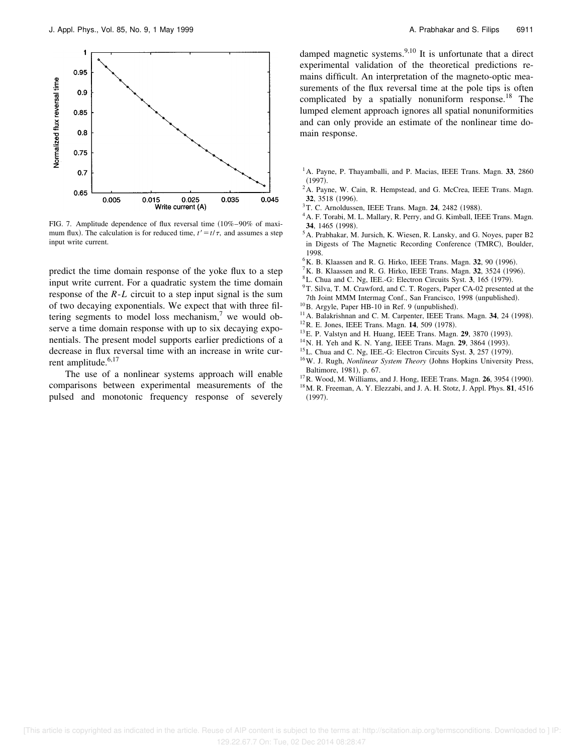Normalized flux reversal time

1

0.95

0.9

0.85

0.8

0.75

0.7

0.65

0.005

0.015

0.025

0.035

0.045

Write current (A)

FIG. 7. Amplitude dependence of flux reversal time (10%–90% of maximum flux). The calculation is for reduced time, $t' = t/\tau$, and assumes a step input write current.

predict the time domain response of the yoke flux to a step input write current. For a quadratic system the time domain response of the *R-L* circuit to a step input signal is the sum of two decaying exponentials. We expect that with three filtering segments to model loss mechanism,[7] we would observe a time domain response with up to six decaying exponentials. The present model supports earlier predictions of a decrease in flux reversal time with an increase in write current amplitude.[6,17]

The use of a nonlinear systems approach will enable comparisons between experimental measurements of the pulsed and monotonic frequency response of severely damped magnetic systems.[9,10] It is unfortunate that a direct experimental validation of the theoretical predictions remains difficult. An interpretation of the magneto-optic measurements of the flux reversal time at the pole tips is often complicated by a spatially nonuniform response.[18] The lumped element approach ignores all spatial nonuniformities and can only provide an estimate of the nonlinear time domain response.

1. A. Payne, P. Thayamballi, and P. Macias, IEEE Trans. Magn. **33**, 2860 (1997).
2. A. Payne, W. Cain, R. Hempstead, and G. McCrea, IEEE Trans. Magn. **32**, 3518 (1996).
3. T. C. Arnoldussen, IEEE Trans. Magn. **24**, 2482 (1988).
4. A. F. Torabi, M. L. Mallary, R. Perry, and G. Kimball, IEEE Trans. Magn. **34**, 1465 (1998).
5. A. Prabhakar, M. Jursich, K. Wiesen, R. Lansky, and G. Noyes, paper B2 in Digests of The Magnetic Recording Conference (TMRC), Boulder, 1998.
6. K. B. Klaassen and R. G. Hirko, IEEE Trans. Magn. **32**, 90 (1996).
7. K. B. Klaassen and R. G. Hirko, IEEE Trans. Magn. **32**, 3524 (1996).
8. L. Chua and C. Ng, IEE.-G: Electron Circuits Syst. **3**, 165 (1979).
9. T. Silva, T. M. Crawford, and C. T. Rogers, Paper CA-02 presented at the 7th Joint MMM Intermag Conf., San Francisco, 1998 (unpublished).
10. B. Argyle, Paper HB-10 in Ref. 9 (unpublished).
11. A. Balakrishnan and C. M. Carpenter, IEEE Trans. Magn. **34**, 24 (1998).
12. R. E. Jones, IEEE Trans. Magn. **14**, 509 (1978).
13. E. P. Valstyn and H. Huang, IEEE Trans. Magn. **29**, 3870 (1993).
14. N. H. Yeh and K. N. Yang, IEEE Trans. Magn. **29**, 3864 (1993).
15. L. Chua and C. Ng, IEE.-G: Electron Circuits Syst. **3**, 257 (1979).
16. W. J. Rugh, *Nonlinear System Theory* (Johns Hopkins University Press, Baltimore, 1981), p. 67.
17. R. Wood, M. Williams, and J. Hong, IEEE Trans. Magn. **26**, 3954 (1990).
18. M. R. Freeman, A. Y. Elezzabi, and J. A. H. Stotz, J. Appl. Phys. **81**, 4516 (1997).